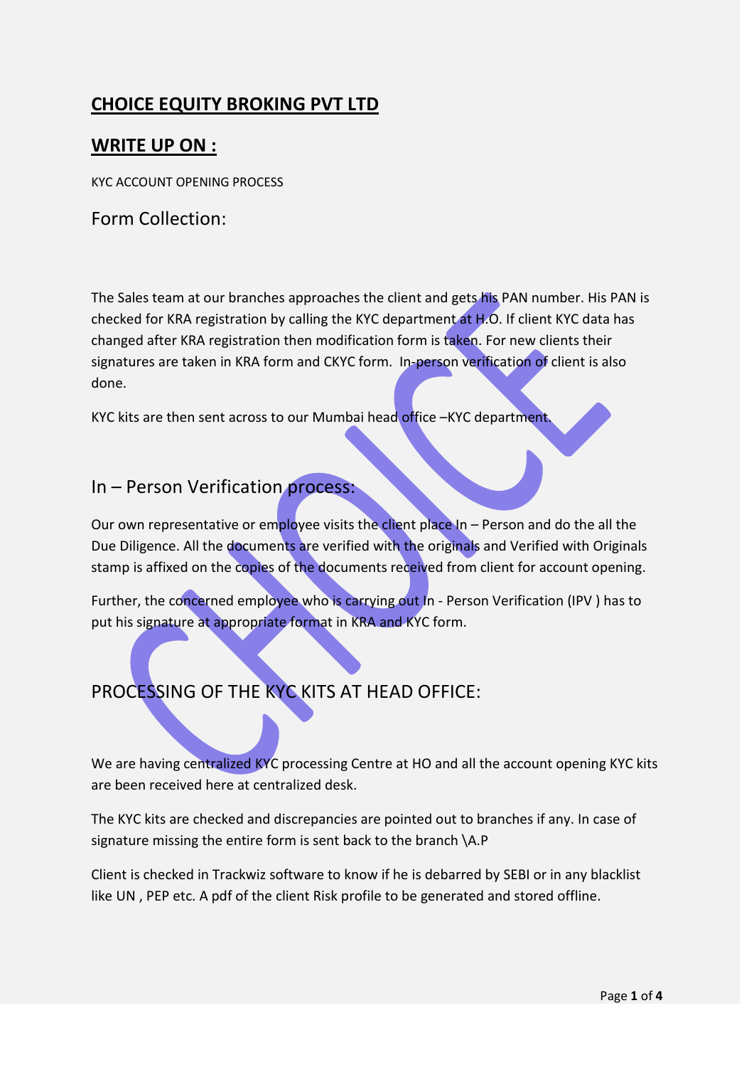# CHOICE EQUITY BROKING PVT LTD

## WRITE UP ON :

KYC ACCOUNT OPENING PROCESS

## Form Collection:

The Sales team at our branches approaches the client and gets his PAN number. His PAN is checked for KRA registration by calling the KYC department at H.O. If client KYC data has changed after KRA registration then modification form is taken. For new clients their signatures are taken in KRA form and CKYC form. In-person verification of client is also done.

KYC kits are then sent across to our Mumbai head office –KYC department.

## In – Person Verification process:

Our own representative or employee visits the client place In – Person and do the all the Due Diligence. All the documents are verified with the originals and Verified with Originals stamp is affixed on the copies of the documents received from client for account opening.

Further, the concerned employee who is carrying out In - Person Verification (IPV ) has to put his signature at appropriate format in KRA and KYC form.

## PROCESSING OF THE KYC KITS AT HEAD OFFICE:

We are having centralized KYC processing Centre at HO and all the account opening KYC kits are been received here at centralized desk.

The KYC kits are checked and discrepancies are pointed out to branches if any. In case of signature missing the entire form is sent back to the branch \A.P

Client is checked in Trackwiz software to know if he is debarred by SEBI or in any blacklist like UN , PEP etc. A pdf of the client Risk profile to be generated and stored offline.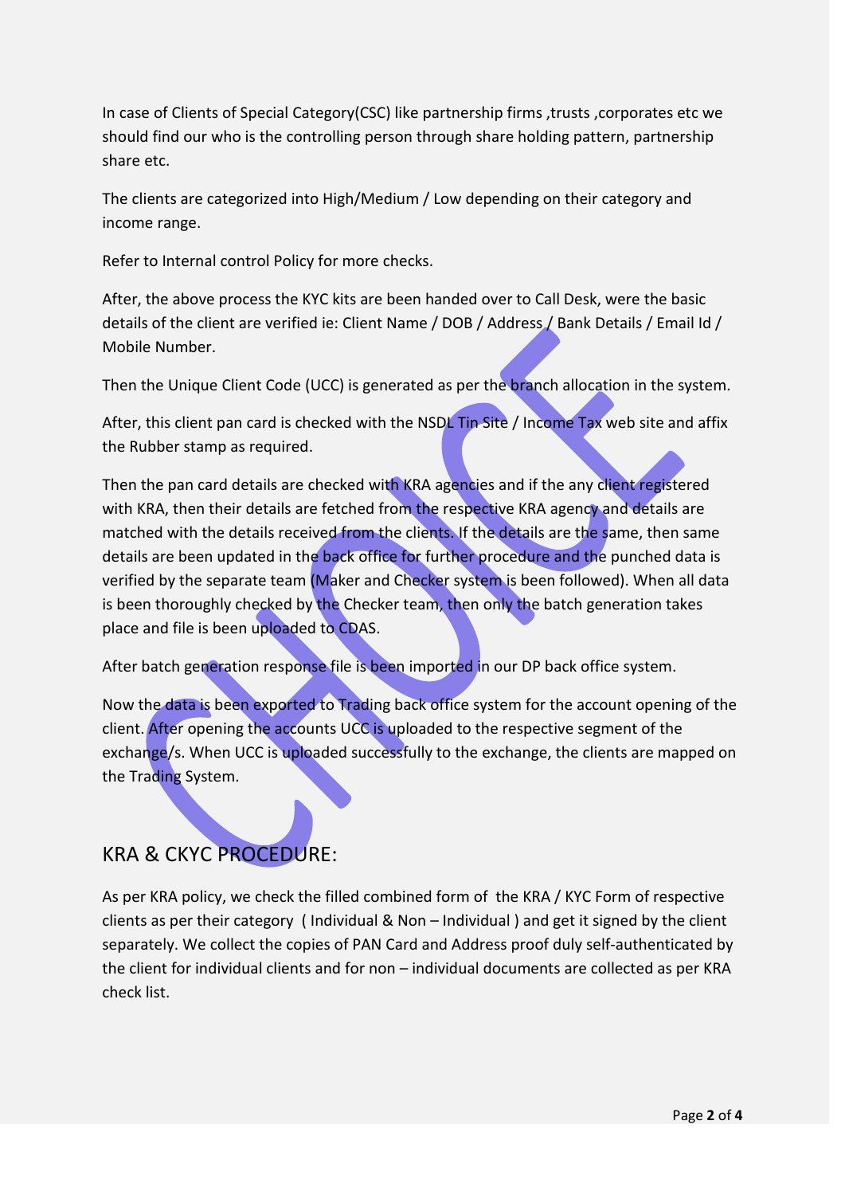In case of Clients of Special Category(CSC) like partnership firms ,trusts ,corporates etc we should find our who is the controlling person through share holding pattern, partnership share etc.

The clients are categorized into High/Medium / Low depending on their category and income range.

Refer to Internal control Policy for more checks.

After, the above process the KYC kits are been handed over to Call Desk, were the basic details of the client are verified ie: Client Name / DOB / Address / Bank Details / Email Id / Mobile Number.

Then the Unique Client Code (UCC) is generated as per the branch allocation in the system.

After, this client pan card is checked with the NSDL Tin Site / Income Tax web site and affix the Rubber stamp as required.

Then the pan card details are checked with KRA agencies and if the any client registered with KRA, then their details are fetched from the respective KRA agency and details are matched with the details received from the clients. If the details are the same, then same details are been updated in the back office for further procedure and the punched data is verified by the separate team (Maker and Checker system is been followed). When all data is been thoroughly checked by the Checker team, then only the batch generation takes place and file is been uploaded to CDAS.

After batch generation response file is been imported in our DP back office system.

Now the data is been exported to Trading back office system for the account opening of the client. After opening the accounts UCC is uploaded to the respective segment of the exchange/s. When UCC is uploaded successfully to the exchange, the clients are mapped on the Trading System.

## KRA & CKYC PROCEDURE:

As per KRA policy, we check the filled combined form of the KRA / KYC Form of respective clients as per their category ( Individual & Non – Individual ) and get it signed by the client separately. We collect the copies of PAN Card and Address proof duly self-authenticated by the client for individual clients and for non – individual documents are collected as per KRA check list.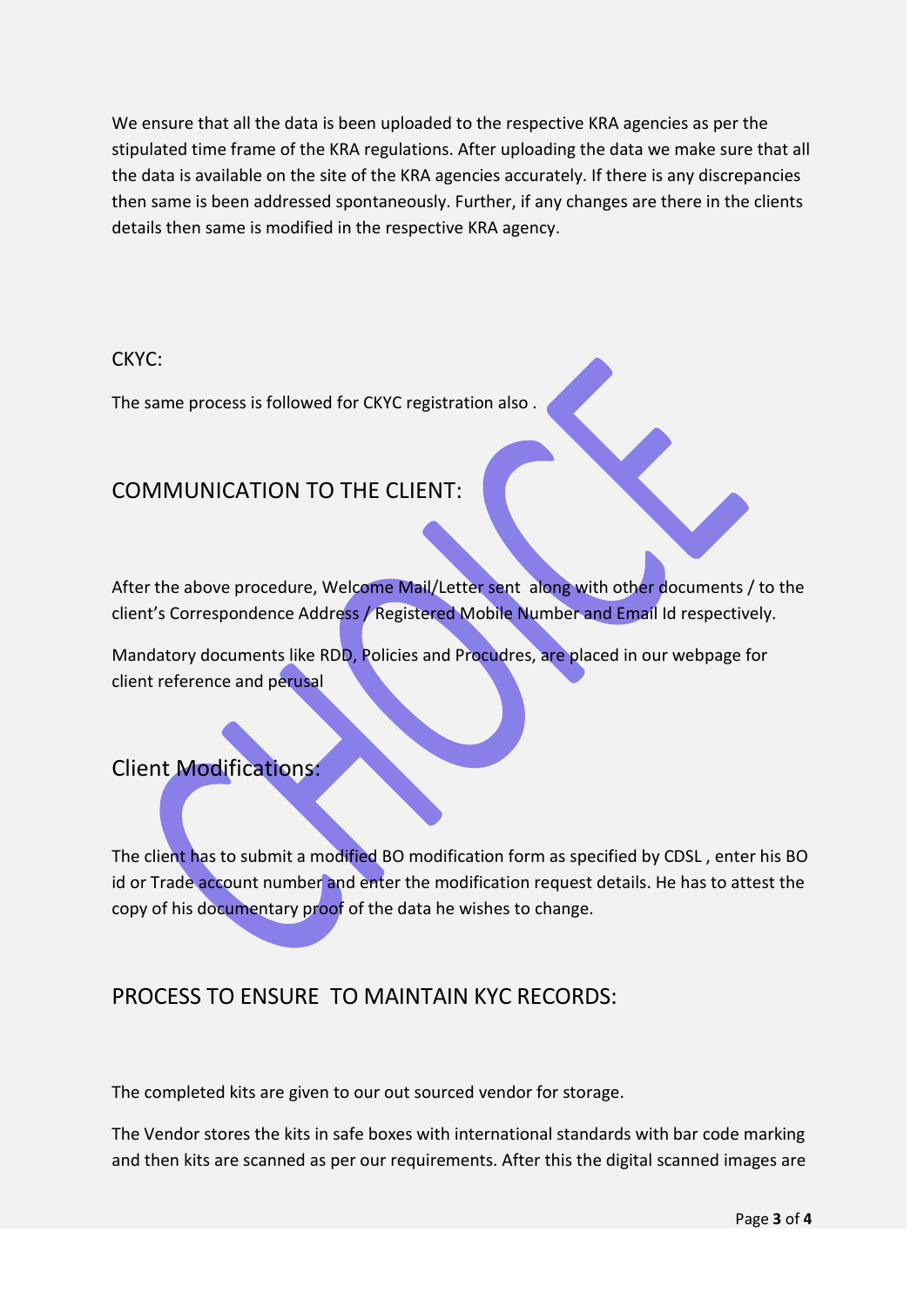We ensure that all the data is been uploaded to the respective KRA agencies as per the stipulated time frame of the KRA regulations. After uploading the data we make sure that all the data is available on the site of the KRA agencies accurately. If there is any discrepancies then same is been addressed spontaneously. Further, if any changes are there in the clients details then same is modified in the respective KRA agency.

CKYC:

The same process is followed for CKYC registration also .

## COMMUNICATION TO THE CLIENT:

After the above procedure, Welcome Mail/Letter sent along with other documents / to the client's Correspondence Address / Registered Mobile Number and Email Id respectively.

Mandatory documents like RDD, Policies and Procudres, are placed in our webpage for client reference and perusal

## Client Modifications:

The client has to submit a modified BO modification form as specified by CDSL , enter his BO id or Trade account number and enter the modification request details. He has to attest the copy of his documentary proof of the data he wishes to change.

## PROCESS TO ENSURE TO MAINTAIN KYC RECORDS:

The completed kits are given to our out sourced vendor for storage.

The Vendor stores the kits in safe boxes with international standards with bar code marking and then kits are scanned as per our requirements. After this the digital scanned images are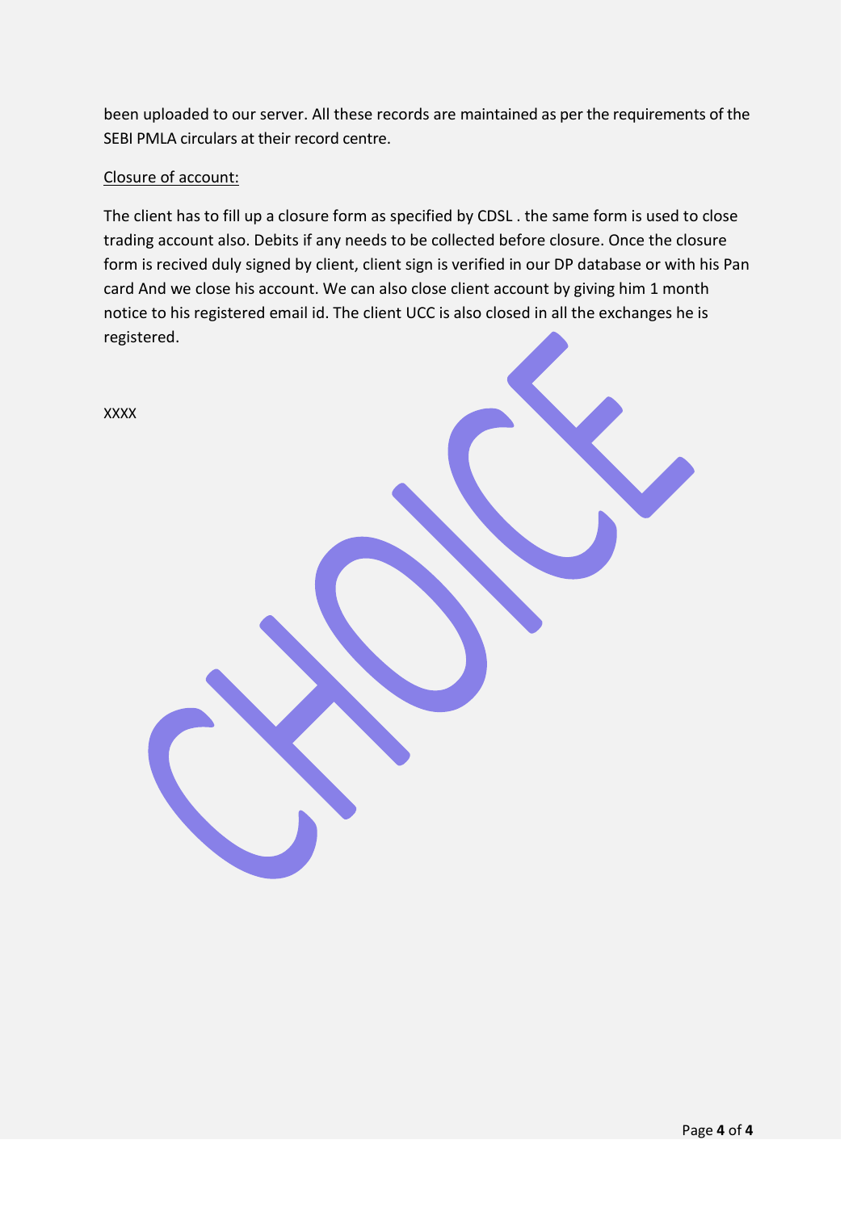been uploaded to our server. All these records are maintained as per the requirements of the SEBI PMLA circulars at their record centre.

Closure of account:

The client has to fill up a closure form as specified by CDSL . the same form is used to close trading account also. Debits if any needs to be collected before closure. Once the closure form is recived duly signed by client, client sign is verified in our DP database or with his Pan card And we close his account. We can also close client account by giving him 1 month notice to his registered email id. The client UCC is also closed in all the exchanges he is registered.

XXXX